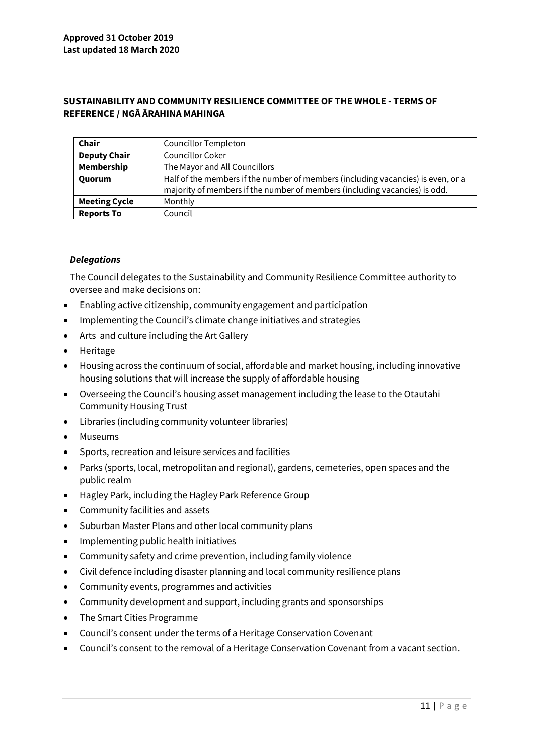**Approved 31 October 2019**
**Last updated 18 March 2020**

## SUSTAINABILITY AND COMMUNITY RESILIENCE COMMITTEE OF THE WHOLE - TERMS OF REFERENCE / NGĀ ĀRAHINA MAHINGA

| **Chair** | Councillor Templeton |
|---|---|
| **Deputy Chair** | Councillor Coker |
| **Membership** | The Mayor and All Councillors |
| **Quorum** | Half of the members if the number of members (including vacancies) is even, or a majority of members if the number of members (including vacancies) is odd. |
| **Meeting Cycle** | Monthly |
| **Reports To** | Council |

### *Delegations*

The Council delegates to the Sustainability and Community Resilience Committee authority to oversee and make decisions on:

- Enabling active citizenship, community engagement and participation
- Implementing the Council's climate change initiatives and strategies
- Arts and culture including the Art Gallery
- Heritage
- Housing across the continuum of social, affordable and market housing, including innovative housing solutions that will increase the supply of affordable housing
- Overseeing the Council's housing asset management including the lease to the Otautahi Community Housing Trust
- Libraries (including community volunteer libraries)
- Museums
- Sports, recreation and leisure services and facilities
- Parks (sports, local, metropolitan and regional), gardens, cemeteries, open spaces and the public realm
- Hagley Park, including the Hagley Park Reference Group
- Community facilities and assets
- Suburban Master Plans and other local community plans
- Implementing public health initiatives
- Community safety and crime prevention, including family violence
- Civil defence including disaster planning and local community resilience plans
- Community events, programmes and activities
- Community development and support, including grants and sponsorships
- The Smart Cities Programme
- Council's consent under the terms of a Heritage Conservation Covenant
- Council's consent to the removal of a Heritage Conservation Covenant from a vacant section.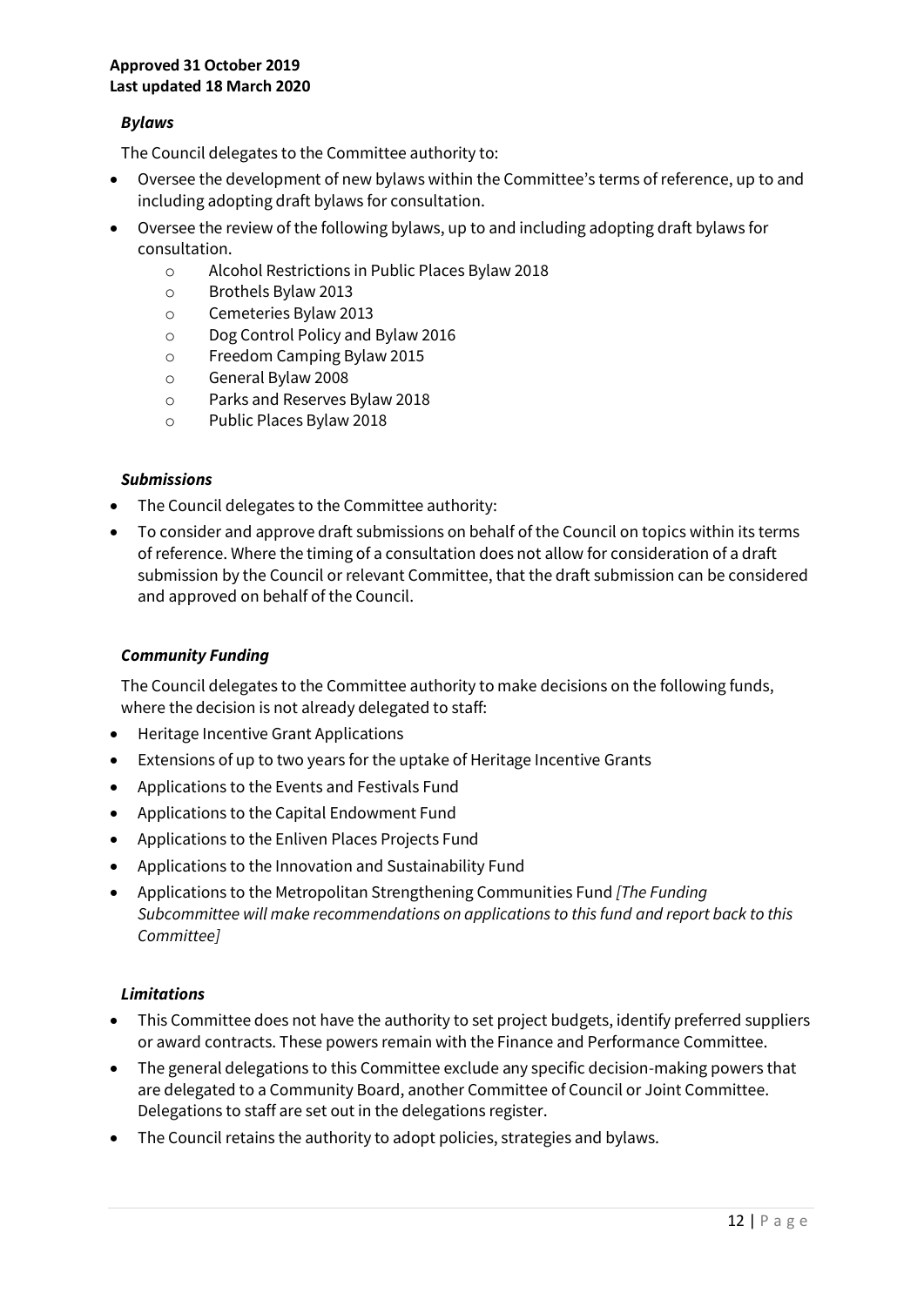**Approved 31 October 2019**
**Last updated 18 March 2020**

### *Bylaws*

The Council delegates to the Committee authority to:

- Oversee the development of new bylaws within the Committee's terms of reference, up to and including adopting draft bylaws for consultation.
- Oversee the review of the following bylaws, up to and including adopting draft bylaws for consultation.
    - Alcohol Restrictions in Public Places Bylaw 2018
    - Brothels Bylaw 2013
    - Cemeteries Bylaw 2013
    - Dog Control Policy and Bylaw 2016
    - Freedom Camping Bylaw 2015
    - General Bylaw 2008
    - Parks and Reserves Bylaw 2018
    - Public Places Bylaw 2018

### *Submissions*

- The Council delegates to the Committee authority:
- To consider and approve draft submissions on behalf of the Council on topics within its terms of reference. Where the timing of a consultation does not allow for consideration of a draft submission by the Council or relevant Committee, that the draft submission can be considered and approved on behalf of the Council.

### *Community Funding*

The Council delegates to the Committee authority to make decisions on the following funds, where the decision is not already delegated to staff:

- Heritage Incentive Grant Applications
- Extensions of up to two years for the uptake of Heritage Incentive Grants
- Applications to the Events and Festivals Fund
- Applications to the Capital Endowment Fund
- Applications to the Enliven Places Projects Fund
- Applications to the Innovation and Sustainability Fund
- Applications to the Metropolitan Strengthening Communities Fund *[The Funding Subcommittee will make recommendations on applications to this fund and report back to this Committee]*

### *Limitations*

- This Committee does not have the authority to set project budgets, identify preferred suppliers or award contracts. These powers remain with the Finance and Performance Committee.
- The general delegations to this Committee exclude any specific decision-making powers that are delegated to a Community Board, another Committee of Council or Joint Committee. Delegations to staff are set out in the delegations register.
- The Council retains the authority to adopt policies, strategies and bylaws.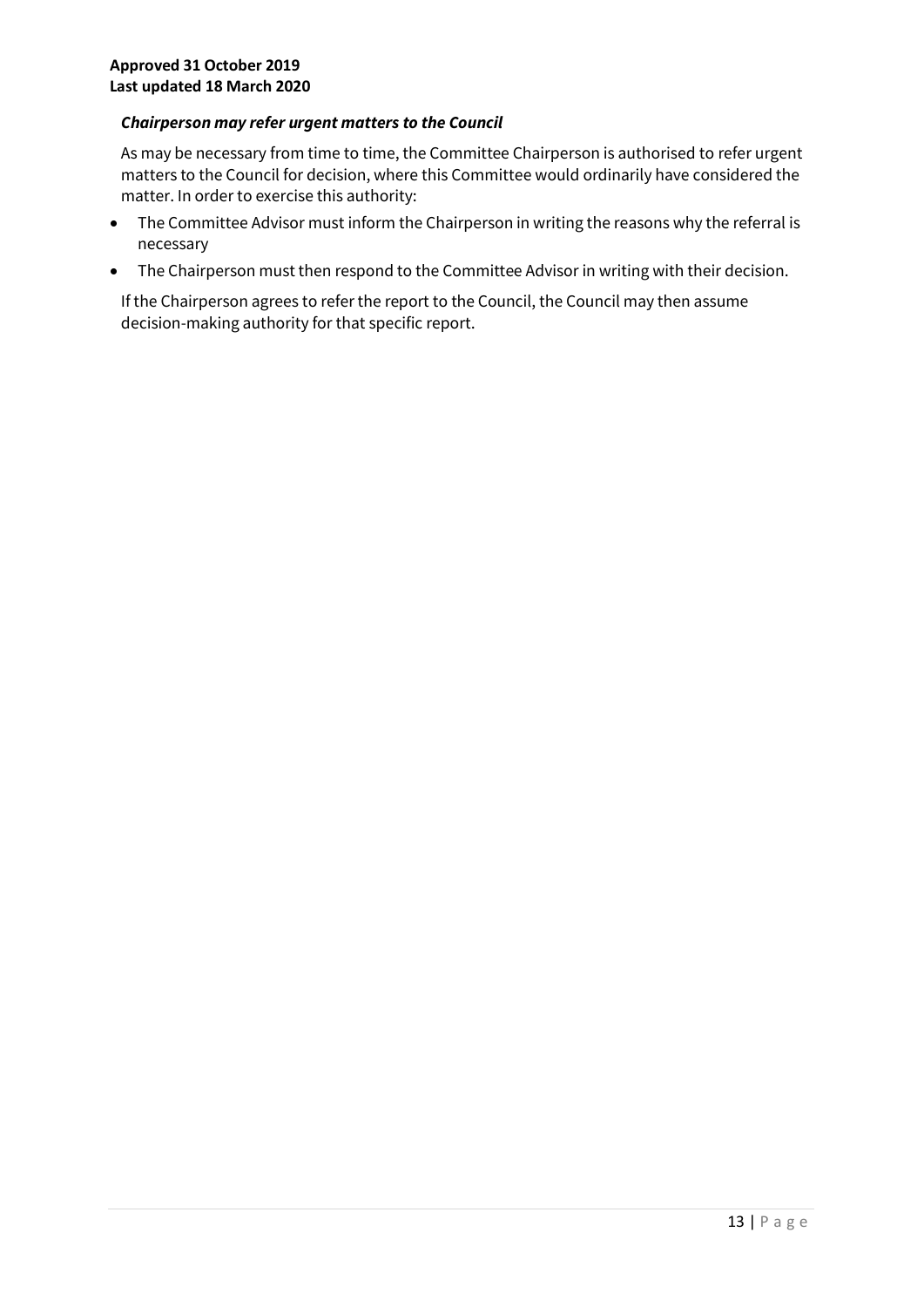**Approved 31 October 2019**
**Last updated 18 March 2020**

***Chairperson may refer urgent matters to the Council***

As may be necessary from time to time, the Committee Chairperson is authorised to refer urgent matters to the Council for decision, where this Committee would ordinarily have considered the matter. In order to exercise this authority:

- The Committee Advisor must inform the Chairperson in writing the reasons why the referral is necessary
- The Chairperson must then respond to the Committee Advisor in writing with their decision.

If the Chairperson agrees to refer the report to the Council, the Council may then assume decision-making authority for that specific report.